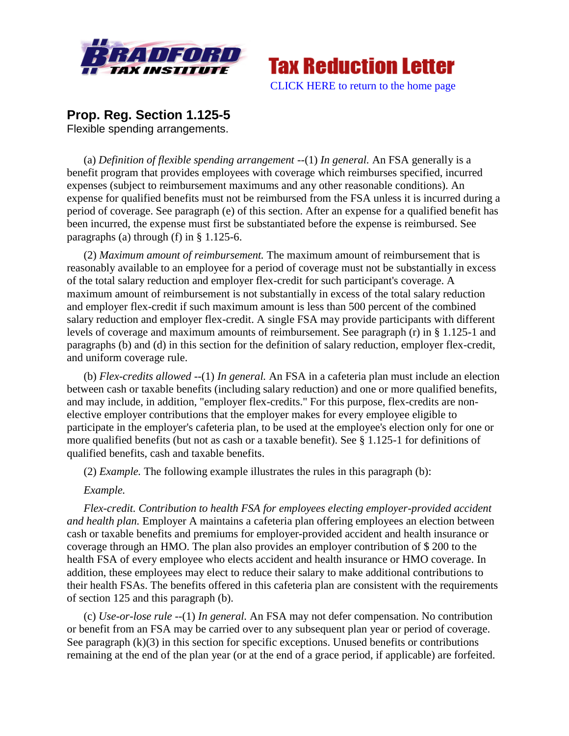Tax Reduction Letter

CLICK HERE to return to the home page

## Prop. Reg. Section 1.125-5

Flexible spending arrangements.

(a) *Definition of flexible spending arrangement* --(1) *In general.* An FSA generally is a benefit program that provides employees with coverage which reimburses specified, incurred expenses (subject to reimbursement maximums and any other reasonable conditions). An expense for qualified benefits must not be reimbursed from the FSA unless it is incurred during a period of coverage. See paragraph (e) of this section. After an expense for a qualified benefit has been incurred, the expense must first be substantiated before the expense is reimbursed. See paragraphs (a) through (f) in § 1.125-6.

(2) *Maximum amount of reimbursement.* The maximum amount of reimbursement that is reasonably available to an employee for a period of coverage must not be substantially in excess of the total salary reduction and employer flex-credit for such participant's coverage. A maximum amount of reimbursement is not substantially in excess of the total salary reduction and employer flex-credit if such maximum amount is less than 500 percent of the combined salary reduction and employer flex-credit. A single FSA may provide participants with different levels of coverage and maximum amounts of reimbursement. See paragraph (r) in § 1.125-1 and paragraphs (b) and (d) in this section for the definition of salary reduction, employer flex-credit, and uniform coverage rule.

(b) *Flex-credits allowed* --(1) *In general.* An FSA in a cafeteria plan must include an election between cash or taxable benefits (including salary reduction) and one or more qualified benefits, and may include, in addition, "employer flex-credits." For this purpose, flex-credits are non-elective employer contributions that the employer makes for every employee eligible to participate in the employer's cafeteria plan, to be used at the employee's election only for one or more qualified benefits (but not as cash or a taxable benefit). See § 1.125-1 for definitions of qualified benefits, cash and taxable benefits.

(2) *Example.* The following example illustrates the rules in this paragraph (b):

*Example.*

*Flex-credit. Contribution to health FSA for employees electing employer-provided accident and health plan.* Employer A maintains a cafeteria plan offering employees an election between cash or taxable benefits and premiums for employer-provided accident and health insurance or coverage through an HMO. The plan also provides an employer contribution of $ 200 to the health FSA of every employee who elects accident and health insurance or HMO coverage. In addition, these employees may elect to reduce their salary to make additional contributions to their health FSAs. The benefits offered in this cafeteria plan are consistent with the requirements of section 125 and this paragraph (b).

(c) *Use-or-lose rule* --(1) *In general.* An FSA may not defer compensation. No contribution or benefit from an FSA may be carried over to any subsequent plan year or period of coverage. See paragraph (k)(3) in this section for specific exceptions. Unused benefits or contributions remaining at the end of the plan year (or at the end of a grace period, if applicable) are forfeited.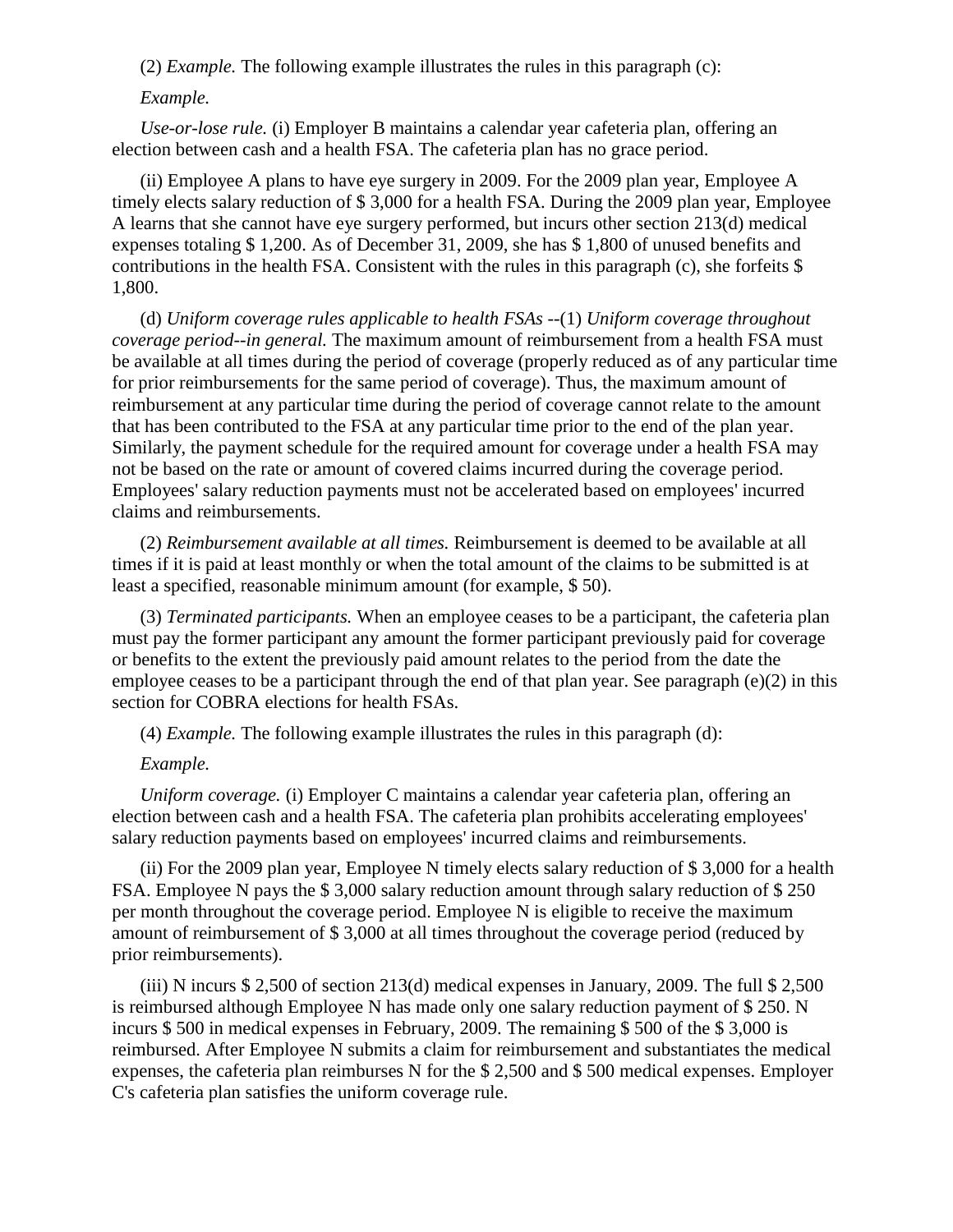(2) *Example.* The following example illustrates the rules in this paragraph (c):

*Example.*

*Use-or-lose rule.* (i) Employer B maintains a calendar year cafeteria plan, offering an election between cash and a health FSA. The cafeteria plan has no grace period.

(ii) Employee A plans to have eye surgery in 2009. For the 2009 plan year, Employee A timely elects salary reduction of $ 3,000 for a health FSA. During the 2009 plan year, Employee A learns that she cannot have eye surgery performed, but incurs other section 213(d) medical expenses totaling $ 1,200. As of December 31, 2009, she has $ 1,800 of unused benefits and contributions in the health FSA. Consistent with the rules in this paragraph (c), she forfeits $ 1,800.

(d) *Uniform coverage rules applicable to health FSAs* --(1) *Uniform coverage throughout coverage period--in general.* The maximum amount of reimbursement from a health FSA must be available at all times during the period of coverage (properly reduced as of any particular time for prior reimbursements for the same period of coverage). Thus, the maximum amount of reimbursement at any particular time during the period of coverage cannot relate to the amount that has been contributed to the FSA at any particular time prior to the end of the plan year. Similarly, the payment schedule for the required amount for coverage under a health FSA may not be based on the rate or amount of covered claims incurred during the coverage period. Employees' salary reduction payments must not be accelerated based on employees' incurred claims and reimbursements.

(2) *Reimbursement available at all times.* Reimbursement is deemed to be available at all times if it is paid at least monthly or when the total amount of the claims to be submitted is at least a specified, reasonable minimum amount (for example, $ 50).

(3) *Terminated participants.* When an employee ceases to be a participant, the cafeteria plan must pay the former participant any amount the former participant previously paid for coverage or benefits to the extent the previously paid amount relates to the period from the date the employee ceases to be a participant through the end of that plan year. See paragraph (e)(2) in this section for COBRA elections for health FSAs.

(4) *Example.* The following example illustrates the rules in this paragraph (d):

*Example.*

*Uniform coverage.* (i) Employer C maintains a calendar year cafeteria plan, offering an election between cash and a health FSA. The cafeteria plan prohibits accelerating employees' salary reduction payments based on employees' incurred claims and reimbursements.

(ii) For the 2009 plan year, Employee N timely elects salary reduction of $ 3,000 for a health FSA. Employee N pays the $ 3,000 salary reduction amount through salary reduction of $ 250 per month throughout the coverage period. Employee N is eligible to receive the maximum amount of reimbursement of $ 3,000 at all times throughout the coverage period (reduced by prior reimbursements).

(iii) N incurs $ 2,500 of section 213(d) medical expenses in January, 2009. The full $ 2,500 is reimbursed although Employee N has made only one salary reduction payment of $ 250. N incurs $ 500 in medical expenses in February, 2009. The remaining $ 500 of the $ 3,000 is reimbursed. After Employee N submits a claim for reimbursement and substantiates the medical expenses, the cafeteria plan reimburses N for the $ 2,500 and $ 500 medical expenses. Employer C's cafeteria plan satisfies the uniform coverage rule.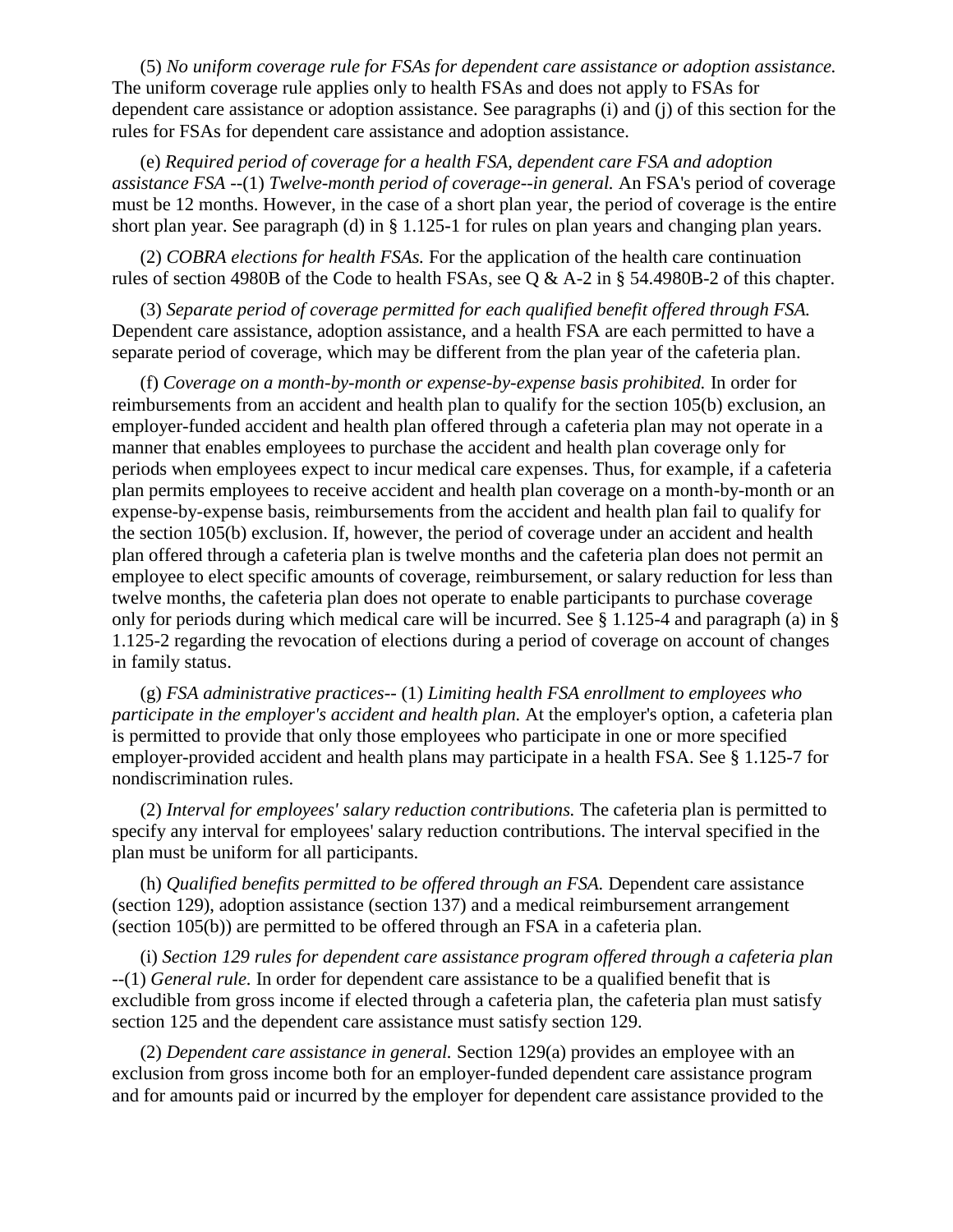(5) *No uniform coverage rule for FSAs for dependent care assistance or adoption assistance.* The uniform coverage rule applies only to health FSAs and does not apply to FSAs for dependent care assistance or adoption assistance. See paragraphs (i) and (j) of this section for the rules for FSAs for dependent care assistance and adoption assistance.

(e) *Required period of coverage for a health FSA, dependent care FSA and adoption assistance FSA* --(1) *Twelve-month period of coverage--in general.* An FSA's period of coverage must be 12 months. However, in the case of a short plan year, the period of coverage is the entire short plan year. See paragraph (d) in § 1.125-1 for rules on plan years and changing plan years.

(2) *COBRA elections for health FSAs.* For the application of the health care continuation rules of section 4980B of the Code to health FSAs, see Q & A-2 in § 54.4980B-2 of this chapter.

(3) *Separate period of coverage permitted for each qualified benefit offered through FSA.* Dependent care assistance, adoption assistance, and a health FSA are each permitted to have a separate period of coverage, which may be different from the plan year of the cafeteria plan.

(f) *Coverage on a month-by-month or expense-by-expense basis prohibited.* In order for reimbursements from an accident and health plan to qualify for the section 105(b) exclusion, an employer-funded accident and health plan offered through a cafeteria plan may not operate in a manner that enables employees to purchase the accident and health plan coverage only for periods when employees expect to incur medical care expenses. Thus, for example, if a cafeteria plan permits employees to receive accident and health plan coverage on a month-by-month or an expense-by-expense basis, reimbursements from the accident and health plan fail to qualify for the section 105(b) exclusion. If, however, the period of coverage under an accident and health plan offered through a cafeteria plan is twelve months and the cafeteria plan does not permit an employee to elect specific amounts of coverage, reimbursement, or salary reduction for less than twelve months, the cafeteria plan does not operate to enable participants to purchase coverage only for periods during which medical care will be incurred. See § 1.125-4 and paragraph (a) in § 1.125-2 regarding the revocation of elections during a period of coverage on account of changes in family status.

(g) *FSA administrative practices*-- (1) *Limiting health FSA enrollment to employees who participate in the employer's accident and health plan.* At the employer's option, a cafeteria plan is permitted to provide that only those employees who participate in one or more specified employer-provided accident and health plans may participate in a health FSA. See § 1.125-7 for nondiscrimination rules.

(2) *Interval for employees' salary reduction contributions.* The cafeteria plan is permitted to specify any interval for employees' salary reduction contributions. The interval specified in the plan must be uniform for all participants.

(h) *Qualified benefits permitted to be offered through an FSA.* Dependent care assistance (section 129), adoption assistance (section 137) and a medical reimbursement arrangement (section 105(b)) are permitted to be offered through an FSA in a cafeteria plan.

(i) *Section 129 rules for dependent care assistance program offered through a cafeteria plan* --(1) *General rule.* In order for dependent care assistance to be a qualified benefit that is excludible from gross income if elected through a cafeteria plan, the cafeteria plan must satisfy section 125 and the dependent care assistance must satisfy section 129.

(2) *Dependent care assistance in general.* Section 129(a) provides an employee with an exclusion from gross income both for an employer-funded dependent care assistance program and for amounts paid or incurred by the employer for dependent care assistance provided to the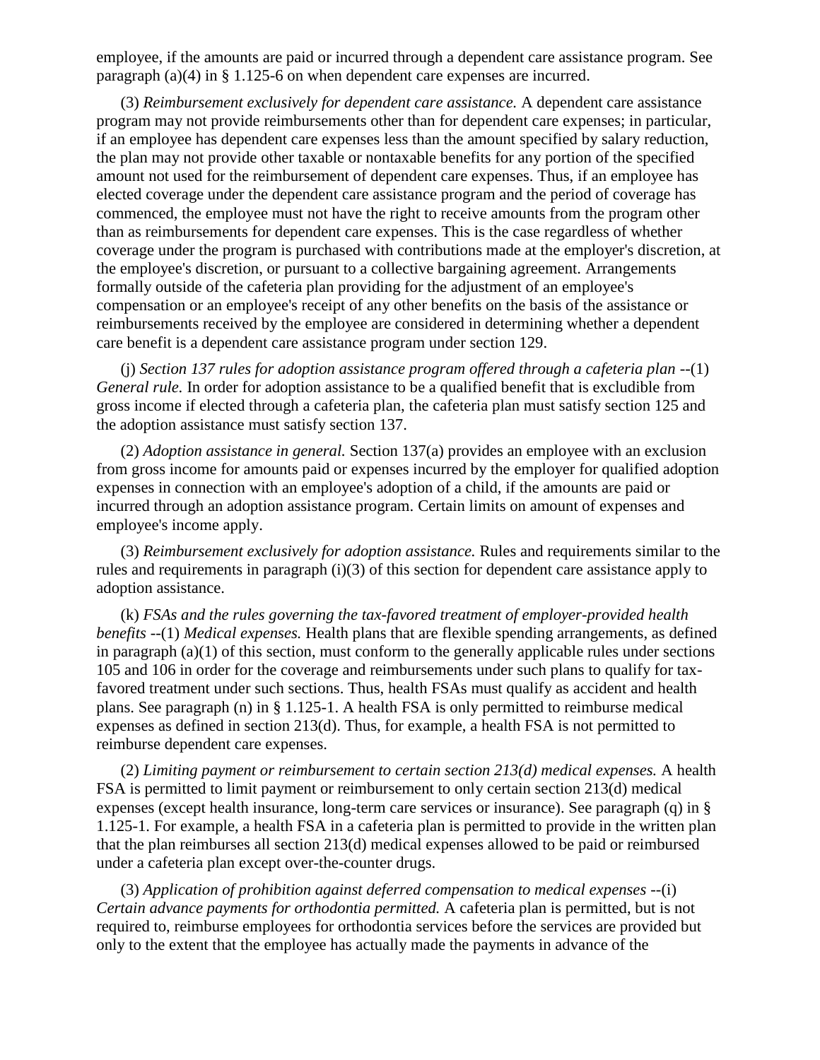employee, if the amounts are paid or incurred through a dependent care assistance program. See paragraph (a)(4) in § 1.125-6 on when dependent care expenses are incurred.

(3) *Reimbursement exclusively for dependent care assistance.* A dependent care assistance program may not provide reimbursements other than for dependent care expenses; in particular, if an employee has dependent care expenses less than the amount specified by salary reduction, the plan may not provide other taxable or nontaxable benefits for any portion of the specified amount not used for the reimbursement of dependent care expenses. Thus, if an employee has elected coverage under the dependent care assistance program and the period of coverage has commenced, the employee must not have the right to receive amounts from the program other than as reimbursements for dependent care expenses. This is the case regardless of whether coverage under the program is purchased with contributions made at the employer's discretion, at the employee's discretion, or pursuant to a collective bargaining agreement. Arrangements formally outside of the cafeteria plan providing for the adjustment of an employee's compensation or an employee's receipt of any other benefits on the basis of the assistance or reimbursements received by the employee are considered in determining whether a dependent care benefit is a dependent care assistance program under section 129.

(j) *Section 137 rules for adoption assistance program offered through a cafeteria plan* --(1) *General rule.* In order for adoption assistance to be a qualified benefit that is excludible from gross income if elected through a cafeteria plan, the cafeteria plan must satisfy section 125 and the adoption assistance must satisfy section 137.

(2) *Adoption assistance in general.* Section 137(a) provides an employee with an exclusion from gross income for amounts paid or expenses incurred by the employer for qualified adoption expenses in connection with an employee's adoption of a child, if the amounts are paid or incurred through an adoption assistance program. Certain limits on amount of expenses and employee's income apply.

(3) *Reimbursement exclusively for adoption assistance.* Rules and requirements similar to the rules and requirements in paragraph (i)(3) of this section for dependent care assistance apply to adoption assistance.

(k) *FSAs and the rules governing the tax-favored treatment of employer-provided health benefits* --(1) *Medical expenses.* Health plans that are flexible spending arrangements, as defined in paragraph (a)(1) of this section, must conform to the generally applicable rules under sections 105 and 106 in order for the coverage and reimbursements under such plans to qualify for tax-favored treatment under such sections. Thus, health FSAs must qualify as accident and health plans. See paragraph (n) in § 1.125-1. A health FSA is only permitted to reimburse medical expenses as defined in section 213(d). Thus, for example, a health FSA is not permitted to reimburse dependent care expenses.

(2) *Limiting payment or reimbursement to certain section 213(d) medical expenses.* A health FSA is permitted to limit payment or reimbursement to only certain section 213(d) medical expenses (except health insurance, long-term care services or insurance). See paragraph (q) in § 1.125-1. For example, a health FSA in a cafeteria plan is permitted to provide in the written plan that the plan reimburses all section 213(d) medical expenses allowed to be paid or reimbursed under a cafeteria plan except over-the-counter drugs.

(3) *Application of prohibition against deferred compensation to medical expenses* --(i) *Certain advance payments for orthodontia permitted.* A cafeteria plan is permitted, but is not required to, reimburse employees for orthodontia services before the services are provided but only to the extent that the employee has actually made the payments in advance of the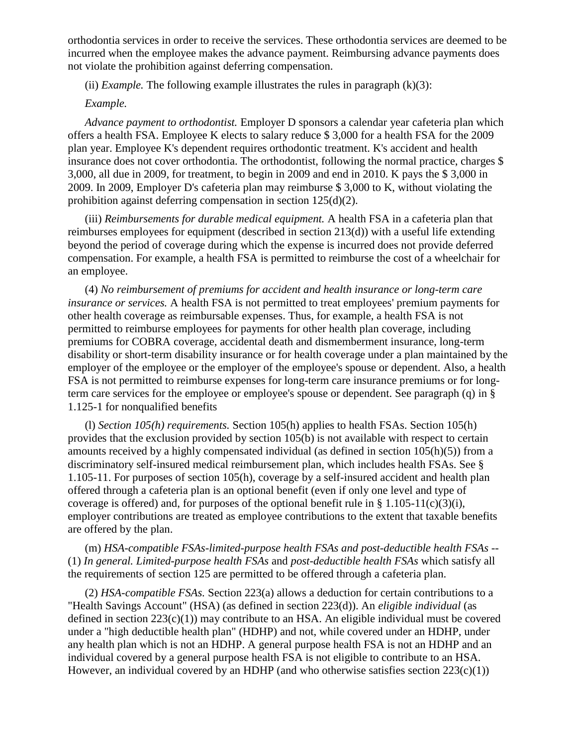orthodontia services in order to receive the services. These orthodontia services are deemed to be incurred when the employee makes the advance payment. Reimbursing advance payments does not violate the prohibition against deferring compensation.

(ii) *Example.* The following example illustrates the rules in paragraph (k)(3):

*Example.*

*Advance payment to orthodontist.* Employer D sponsors a calendar year cafeteria plan which offers a health FSA. Employee K elects to salary reduce $ 3,000 for a health FSA for the 2009 plan year. Employee K's dependent requires orthodontic treatment. K's accident and health insurance does not cover orthodontia. The orthodontist, following the normal practice, charges $ 3,000, all due in 2009, for treatment, to begin in 2009 and end in 2010. K pays the $ 3,000 in 2009. In 2009, Employer D's cafeteria plan may reimburse $ 3,000 to K, without violating the prohibition against deferring compensation in section 125(d)(2).

(iii) *Reimbursements for durable medical equipment.* A health FSA in a cafeteria plan that reimburses employees for equipment (described in section 213(d)) with a useful life extending beyond the period of coverage during which the expense is incurred does not provide deferred compensation. For example, a health FSA is permitted to reimburse the cost of a wheelchair for an employee.

(4) *No reimbursement of premiums for accident and health insurance or long-term care insurance or services.* A health FSA is not permitted to treat employees' premium payments for other health coverage as reimbursable expenses. Thus, for example, a health FSA is not permitted to reimburse employees for payments for other health plan coverage, including premiums for COBRA coverage, accidental death and dismemberment insurance, long-term disability or short-term disability insurance or for health coverage under a plan maintained by the employer of the employee or the employer of the employee's spouse or dependent. Also, a health FSA is not permitted to reimburse expenses for long-term care insurance premiums or for long-term care services for the employee or employee's spouse or dependent. See paragraph (q) in § 1.125-1 for nonqualified benefits

(l) *Section 105(h) requirements.* Section 105(h) applies to health FSAs. Section 105(h) provides that the exclusion provided by section 105(b) is not available with respect to certain amounts received by a highly compensated individual (as defined in section 105(h)(5)) from a discriminatory self-insured medical reimbursement plan, which includes health FSAs. See § 1.105-11. For purposes of section 105(h), coverage by a self-insured accident and health plan offered through a cafeteria plan is an optional benefit (even if only one level and type of coverage is offered) and, for purposes of the optional benefit rule in § 1.105-11(c)(3)(i), employer contributions are treated as employee contributions to the extent that taxable benefits are offered by the plan.

(m) *HSA-compatible FSAs-limited-purpose health FSAs and post-deductible health FSAs* -- (1) *In general. Limited-purpose health FSAs* and *post-deductible health FSAs* which satisfy all the requirements of section 125 are permitted to be offered through a cafeteria plan.

(2) *HSA-compatible FSAs.* Section 223(a) allows a deduction for certain contributions to a "Health Savings Account" (HSA) (as defined in section 223(d)). An *eligible individual* (as defined in section 223(c)(1)) may contribute to an HSA. An eligible individual must be covered under a "high deductible health plan" (HDHP) and not, while covered under an HDHP, under any health plan which is not an HDHP. A general purpose health FSA is not an HDHP and an individual covered by a general purpose health FSA is not eligible to contribute to an HSA. However, an individual covered by an HDHP (and who otherwise satisfies section 223(c)(1))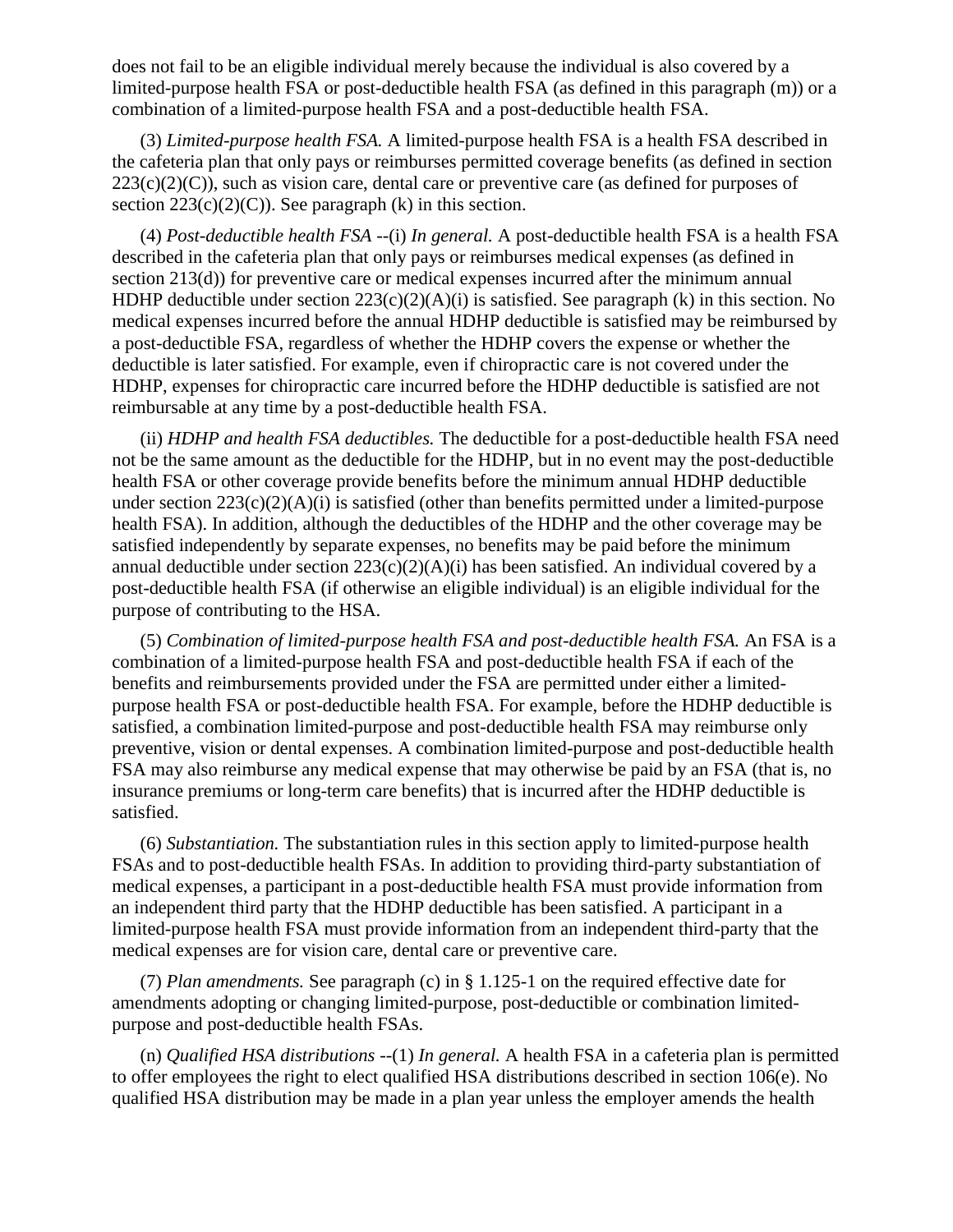does not fail to be an eligible individual merely because the individual is also covered by a limited-purpose health FSA or post-deductible health FSA (as defined in this paragraph (m)) or a combination of a limited-purpose health FSA and a post-deductible health FSA.

(3) *Limited-purpose health FSA.* A limited-purpose health FSA is a health FSA described in the cafeteria plan that only pays or reimburses permitted coverage benefits (as defined in section 223(c)(2)(C)), such as vision care, dental care or preventive care (as defined for purposes of section 223(c)(2)(C)). See paragraph (k) in this section.

(4) *Post-deductible health FSA* --(i) *In general.* A post-deductible health FSA is a health FSA described in the cafeteria plan that only pays or reimburses medical expenses (as defined in section 213(d)) for preventive care or medical expenses incurred after the minimum annual HDHP deductible under section 223(c)(2)(A)(i) is satisfied. See paragraph (k) in this section. No medical expenses incurred before the annual HDHP deductible is satisfied may be reimbursed by a post-deductible FSA, regardless of whether the HDHP covers the expense or whether the deductible is later satisfied. For example, even if chiropractic care is not covered under the HDHP, expenses for chiropractic care incurred before the HDHP deductible is satisfied are not reimbursable at any time by a post-deductible health FSA.

(ii) *HDHP and health FSA deductibles.* The deductible for a post-deductible health FSA need not be the same amount as the deductible for the HDHP, but in no event may the post-deductible health FSA or other coverage provide benefits before the minimum annual HDHP deductible under section 223(c)(2)(A)(i) is satisfied (other than benefits permitted under a limited-purpose health FSA). In addition, although the deductibles of the HDHP and the other coverage may be satisfied independently by separate expenses, no benefits may be paid before the minimum annual deductible under section 223(c)(2)(A)(i) has been satisfied. An individual covered by a post-deductible health FSA (if otherwise an eligible individual) is an eligible individual for the purpose of contributing to the HSA.

(5) *Combination of limited-purpose health FSA and post-deductible health FSA.* An FSA is a combination of a limited-purpose health FSA and post-deductible health FSA if each of the benefits and reimbursements provided under the FSA are permitted under either a limited-purpose health FSA or post-deductible health FSA. For example, before the HDHP deductible is satisfied, a combination limited-purpose and post-deductible health FSA may reimburse only preventive, vision or dental expenses. A combination limited-purpose and post-deductible health FSA may also reimburse any medical expense that may otherwise be paid by an FSA (that is, no insurance premiums or long-term care benefits) that is incurred after the HDHP deductible is satisfied.

(6) *Substantiation.* The substantiation rules in this section apply to limited-purpose health FSAs and to post-deductible health FSAs. In addition to providing third-party substantiation of medical expenses, a participant in a post-deductible health FSA must provide information from an independent third party that the HDHP deductible has been satisfied. A participant in a limited-purpose health FSA must provide information from an independent third-party that the medical expenses are for vision care, dental care or preventive care.

(7) *Plan amendments.* See paragraph (c) in § 1.125-1 on the required effective date for amendments adopting or changing limited-purpose, post-deductible or combination limited-purpose and post-deductible health FSAs.

(n) *Qualified HSA distributions* --(1) *In general.* A health FSA in a cafeteria plan is permitted to offer employees the right to elect qualified HSA distributions described in section 106(e). No qualified HSA distribution may be made in a plan year unless the employer amends the health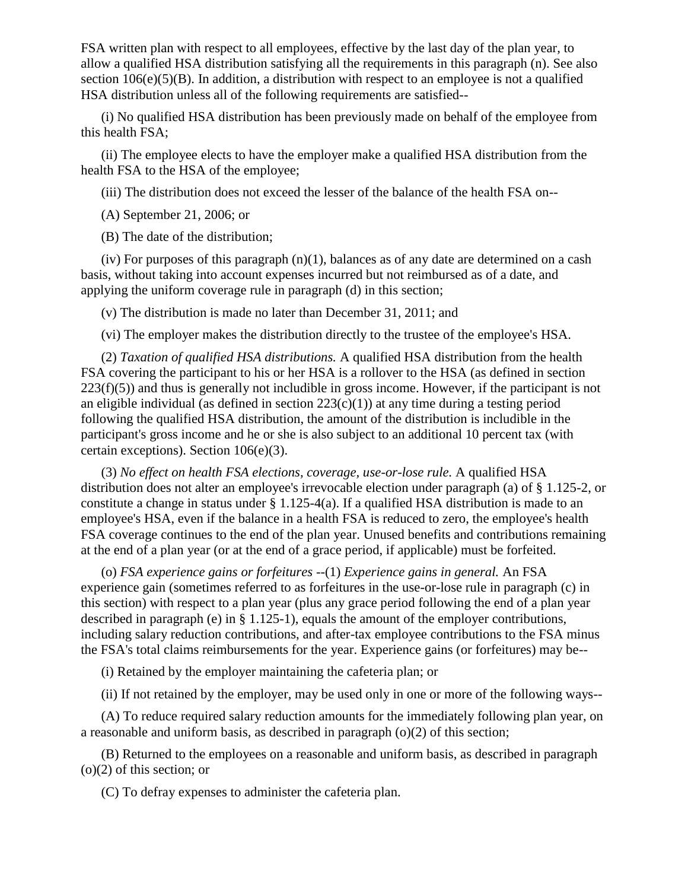FSA written plan with respect to all employees, effective by the last day of the plan year, to allow a qualified HSA distribution satisfying all the requirements in this paragraph (n). See also section 106(e)(5)(B). In addition, a distribution with respect to an employee is not a qualified HSA distribution unless all of the following requirements are satisfied--

(i) No qualified HSA distribution has been previously made on behalf of the employee from this health FSA;

(ii) The employee elects to have the employer make a qualified HSA distribution from the health FSA to the HSA of the employee;

(iii) The distribution does not exceed the lesser of the balance of the health FSA on--

(A) September 21, 2006; or

(B) The date of the distribution;

(iv) For purposes of this paragraph (n)(1), balances as of any date are determined on a cash basis, without taking into account expenses incurred but not reimbursed as of a date, and applying the uniform coverage rule in paragraph (d) in this section;

(v) The distribution is made no later than December 31, 2011; and

(vi) The employer makes the distribution directly to the trustee of the employee's HSA.

(2) *Taxation of qualified HSA distributions.* A qualified HSA distribution from the health FSA covering the participant to his or her HSA is a rollover to the HSA (as defined in section 223(f)(5)) and thus is generally not includible in gross income. However, if the participant is not an eligible individual (as defined in section 223(c)(1)) at any time during a testing period following the qualified HSA distribution, the amount of the distribution is includible in the participant's gross income and he or she is also subject to an additional 10 percent tax (with certain exceptions). Section 106(e)(3).

(3) *No effect on health FSA elections, coverage, use-or-lose rule.* A qualified HSA distribution does not alter an employee's irrevocable election under paragraph (a) of § 1.125-2, or constitute a change in status under § 1.125-4(a). If a qualified HSA distribution is made to an employee's HSA, even if the balance in a health FSA is reduced to zero, the employee's health FSA coverage continues to the end of the plan year. Unused benefits and contributions remaining at the end of a plan year (or at the end of a grace period, if applicable) must be forfeited.

(o) *FSA experience gains or forfeitures* --(1) *Experience gains in general.* An FSA experience gain (sometimes referred to as forfeitures in the use-or-lose rule in paragraph (c) in this section) with respect to a plan year (plus any grace period following the end of a plan year described in paragraph (e) in § 1.125-1), equals the amount of the employer contributions, including salary reduction contributions, and after-tax employee contributions to the FSA minus the FSA's total claims reimbursements for the year. Experience gains (or forfeitures) may be--

(i) Retained by the employer maintaining the cafeteria plan; or

(ii) If not retained by the employer, may be used only in one or more of the following ways--

(A) To reduce required salary reduction amounts for the immediately following plan year, on a reasonable and uniform basis, as described in paragraph (o)(2) of this section;

(B) Returned to the employees on a reasonable and uniform basis, as described in paragraph (o)(2) of this section; or

(C) To defray expenses to administer the cafeteria plan.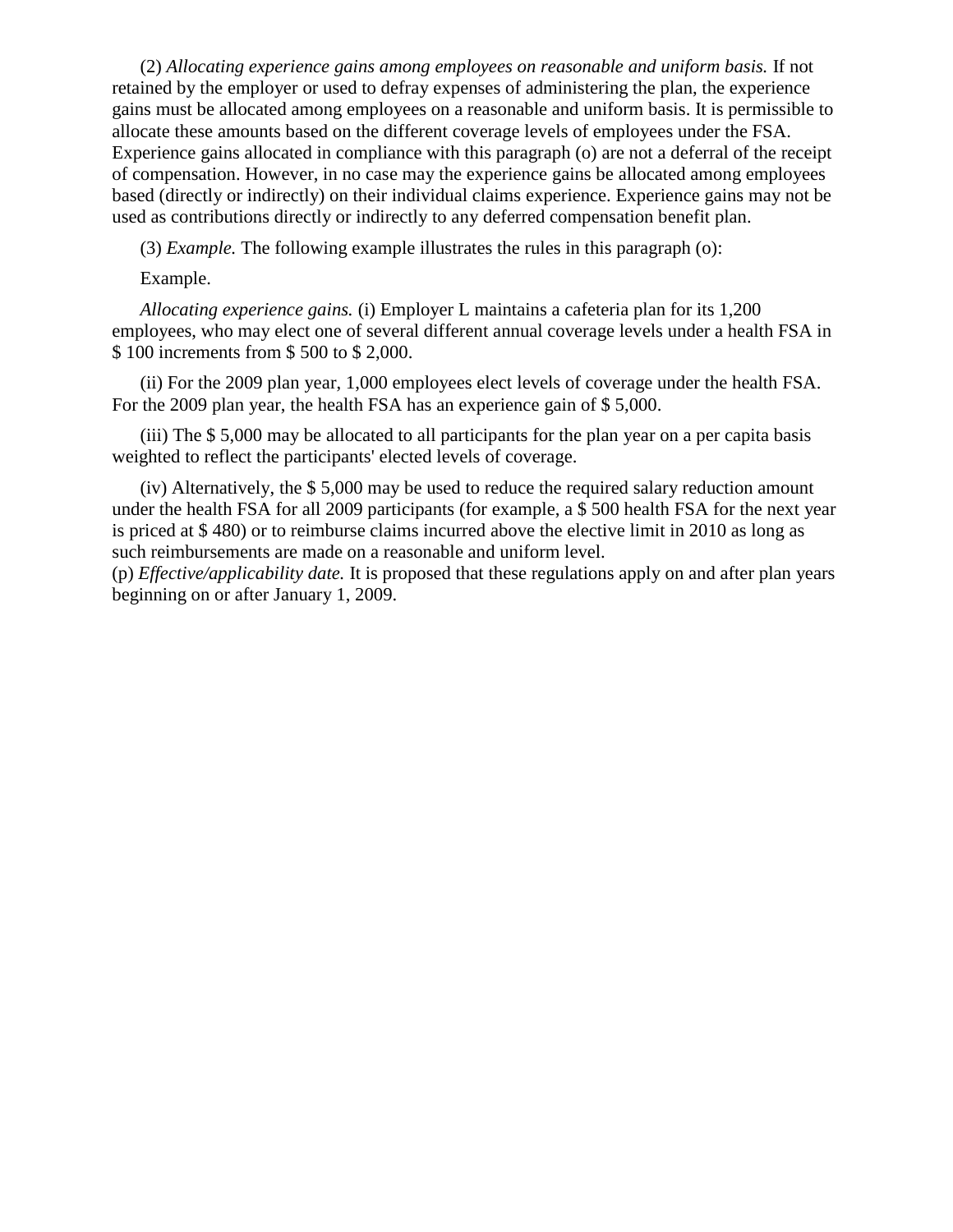(2) *Allocating experience gains among employees on reasonable and uniform basis.* If not retained by the employer or used to defray expenses of administering the plan, the experience gains must be allocated among employees on a reasonable and uniform basis. It is permissible to allocate these amounts based on the different coverage levels of employees under the FSA. Experience gains allocated in compliance with this paragraph (o) are not a deferral of the receipt of compensation. However, in no case may the experience gains be allocated among employees based (directly or indirectly) on their individual claims experience. Experience gains may not be used as contributions directly or indirectly to any deferred compensation benefit plan.

(3) *Example.* The following example illustrates the rules in this paragraph (o):

Example.

*Allocating experience gains.* (i) Employer L maintains a cafeteria plan for its 1,200 employees, who may elect one of several different annual coverage levels under a health FSA in $ 100 increments from $ 500 to $ 2,000.

(ii) For the 2009 plan year, 1,000 employees elect levels of coverage under the health FSA. For the 2009 plan year, the health FSA has an experience gain of $ 5,000.

(iii) The $ 5,000 may be allocated to all participants for the plan year on a per capita basis weighted to reflect the participants' elected levels of coverage.

(iv) Alternatively, the $ 5,000 may be used to reduce the required salary reduction amount under the health FSA for all 2009 participants (for example, a $ 500 health FSA for the next year is priced at $ 480) or to reimburse claims incurred above the elective limit in 2010 as long as such reimbursements are made on a reasonable and uniform level.

(p) *Effective/applicability date.* It is proposed that these regulations apply on and after plan years beginning on or after January 1, 2009.